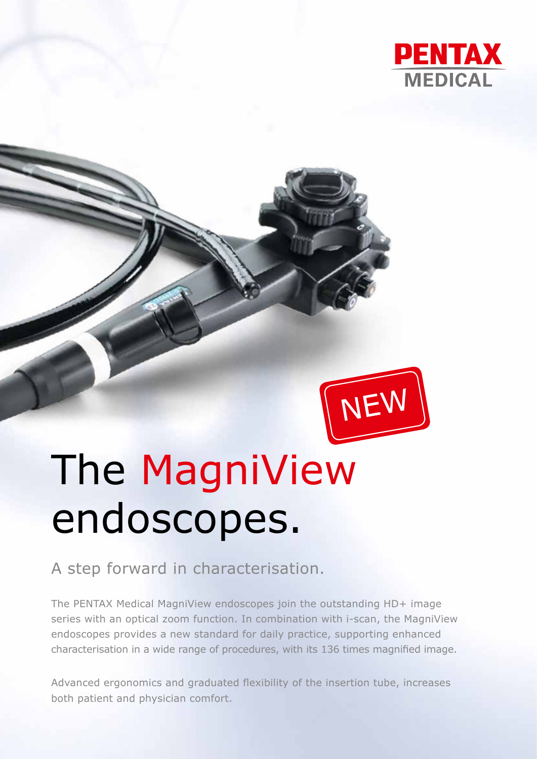PENTAX MEDICAL

NEW

# The MagniView endoscopes.

## A step forward in characterisation.

The PENTAX Medical MagniView endoscopes join the outstanding HD+ image series with an optical zoom function. In combination with i-scan, the MagniView endoscopes provides a new standard for daily practice, supporting enhanced characterisation in a wide range of procedures, with its 136 times magnified image.

Advanced ergonomics and graduated flexibility of the insertion tube, increases both patient and physician comfort.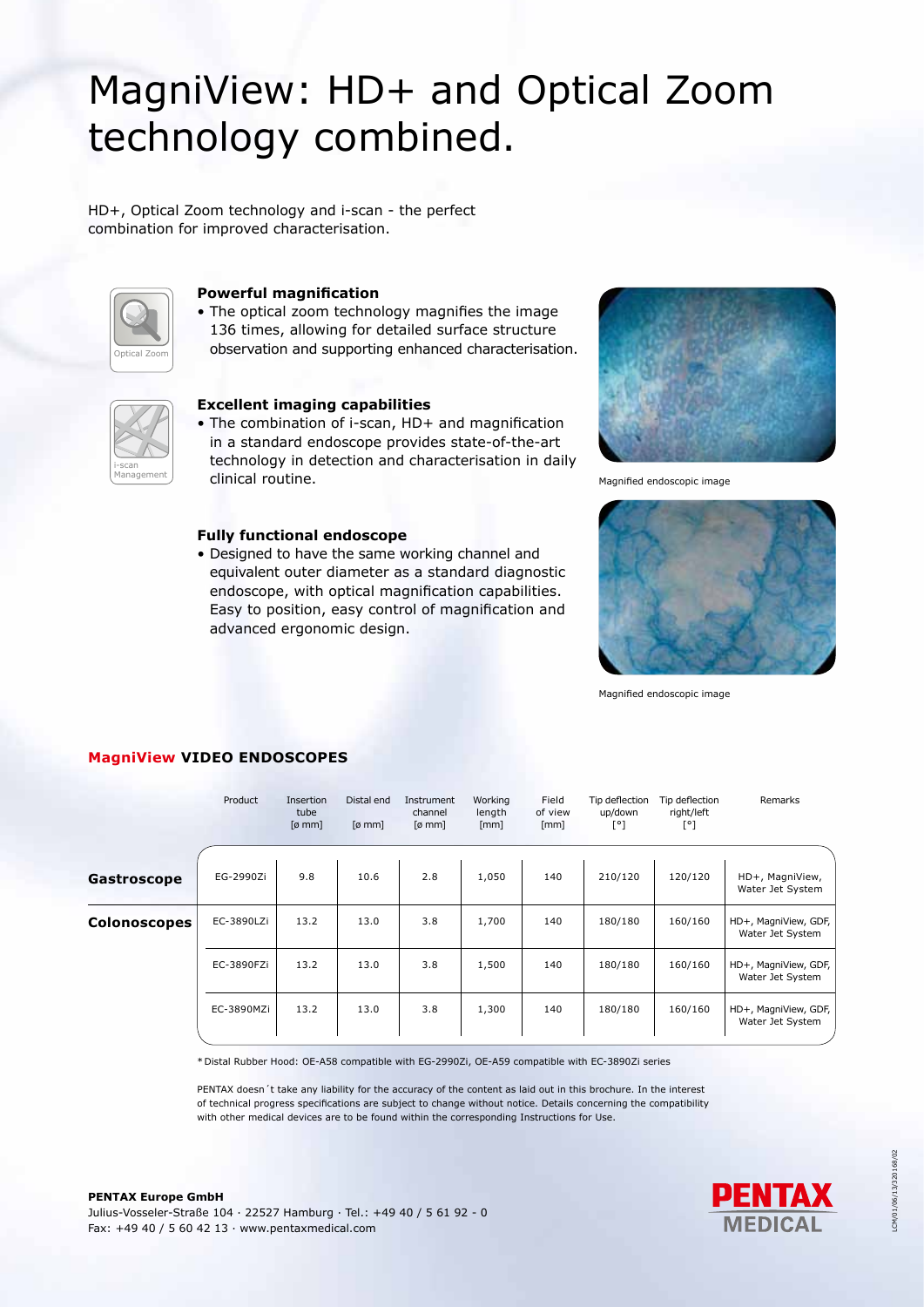# MagniView: HD+ and Optical Zoom technology combined.

HD+, Optical Zoom technology and i-scan - the perfect combination for improved characterisation.

Optical Zoom

### Powerful magnification

- The optical zoom technology magnifies the image 136 times, allowing for detailed surface structure observation and supporting enhanced characterisation.

i-scan Management

### Excellent imaging capabilities

- The combination of i-scan, HD+ and magnification in a standard endoscope provides state-of-the-art technology in detection and characterisation in daily clinical routine.

### Fully functional endoscope

- Designed to have the same working channel and equivalent outer diameter as a standard diagnostic endoscope, with optical magnification capabilities. Easy to position, easy control of magnification and advanced ergonomic design.

Magnified endoscopic image

Magnified endoscopic image

## MagniView VIDEO ENDOSCOPES

| | Product | Insertion tube [ø mm] | Distal end [ø mm] | Instrument channel [ø mm] | Working length [mm] | Field of view [mm] | Tip deflection up/down [°] | Tip deflection right/left [°] | Remarks |
|---|---|---|---|---|---|---|---|---|---|
| **Gastroscope** | EG-2990Zi | 9.8 | 10.6 | 2.8 | 1,050 | 140 | 210/120 | 120/120 | HD+, MagniView, Water Jet System |
| **Colonoscopes** | EC-3890LZi | 13.2 | 13.0 | 3.8 | 1,700 | 140 | 180/180 | 160/160 | HD+, MagniView, GDF, Water Jet System |
| | EC-3890FZi | 13.2 | 13.0 | 3.8 | 1,500 | 140 | 180/180 | 160/160 | HD+, MagniView, GDF, Water Jet System |
| | EC-3890MZi | 13.2 | 13.0 | 3.8 | 1,300 | 140 | 180/180 | 160/160 | HD+, MagniView, GDF, Water Jet System |

* Distal Rubber Hood: OE-A58 compatible with EG-2990Zi, OE-A59 compatible with EC-3890Zi series

PENTAX doesn´t take any liability for the accuracy of the content as laid out in this brochure. In the interest of technical progress specifications are subject to change without notice. Details concerning the compatibility with other medical devices are to be found within the corresponding Instructions for Use.

**PENTAX Europe GmbH**
Julius-Vosseler-Straße 104 · 22527 Hamburg · Tel.: +49 40 / 5 61 92 - 0
Fax: +49 40 / 5 60 42 13 · www.pentaxmedical.com

PENTAX MEDICAL

LCM/01/06/13/320168/02